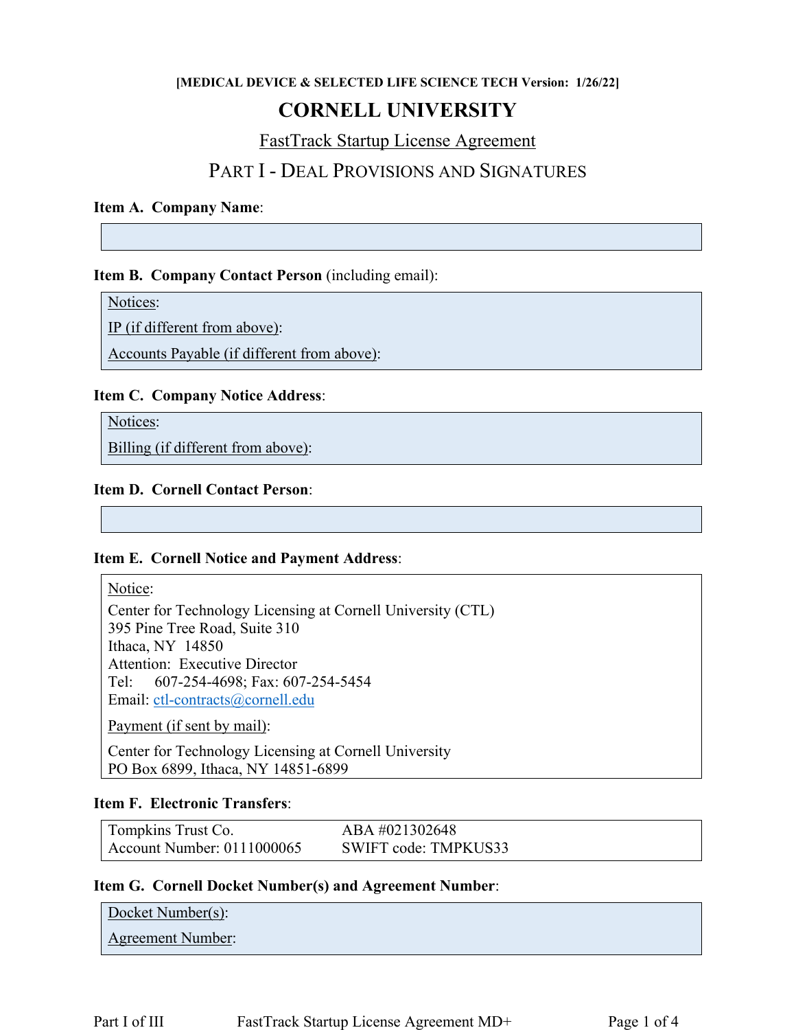**[MEDICAL DEVICE & SELECTED LIFE SCIENCE TECH Version: 1/26/22]**

# CORNELL UNIVERSITY

## FastTrack Startup License Agreement

## PART I - DEAL PROVISIONS AND SIGNATURES

**Item A. Company Name**:

**Item B. Company Contact Person** (including email):

Notices:

IP (if different from above):

Accounts Payable (if different from above):

**Item C. Company Notice Address**:

Notices:

Billing (if different from above):

**Item D. Cornell Contact Person**:

**Item E. Cornell Notice and Payment Address**:

Notice:

Center for Technology Licensing at Cornell University (CTL)
395 Pine Tree Road, Suite 310
Ithaca, NY 14850
Attention: Executive Director
Tel: 607-254-4698; Fax: 607-254-5454
Email: ctl-contracts@cornell.edu

Payment (if sent by mail):

Center for Technology Licensing at Cornell University
PO Box 6899, Ithaca, NY 14851-6899

**Item F. Electronic Transfers**:

| | |
|---|---|
| Tompkins Trust Co. | ABA #021302648 |
| Account Number: 0111000065 | SWIFT code: TMPKUS33 |

**Item G. Cornell Docket Number(s) and Agreement Number**:

Docket Number(s):

Agreement Number: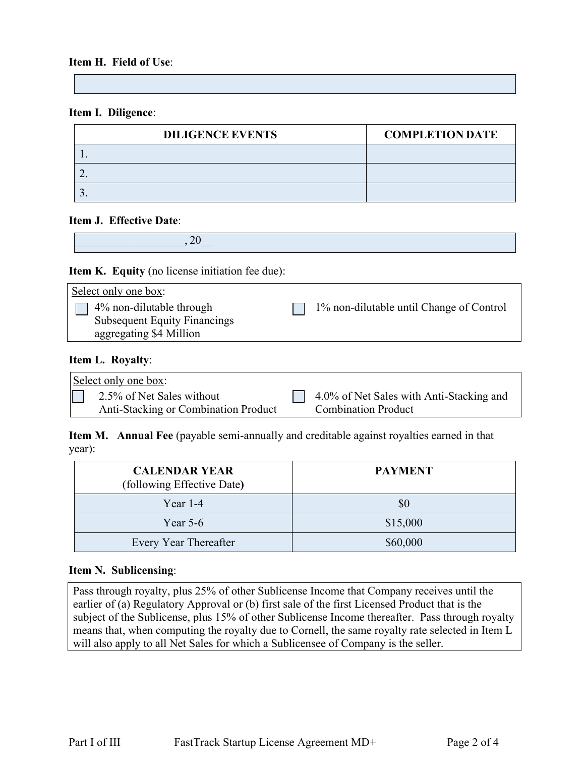**Item H. Field of Use**:

|  |
|---|
|  |

**Item I. Diligence**:

| DILIGENCE EVENTS | COMPLETION DATE |
|---|---|
| 1. |  |
| 2. |  |
| 3. |  |

**Item J. Effective Date**:

___________________, 20__

**Item K. Equity** (no license initiation fee due):

Select only one box:

- ☐ 4% non-dilutable through Subsequent Equity Financings aggregating $4 Million
- ☐ 1% non-dilutable until Change of Control

**Item L. Royalty**:

Select only one box:

- ☐ 2.5% of Net Sales without Anti-Stacking or Combination Product
- ☐ 4.0% of Net Sales with Anti-Stacking and Combination Product

**Item M. Annual Fee** (payable semi-annually and creditable against royalties earned in that year):

| CALENDAR YEAR (following Effective Date) | PAYMENT |
|---|---|
| Year 1-4 | $0 |
| Year 5-6 | $15,000 |
| Every Year Thereafter | $60,000 |

**Item N. Sublicensing**:

Pass through royalty, plus 25% of other Sublicense Income that Company receives until the earlier of (a) Regulatory Approval or (b) first sale of the first Licensed Product that is the subject of the Sublicense, plus 15% of other Sublicense Income thereafter. Pass through royalty means that, when computing the royalty due to Cornell, the same royalty rate selected in Item L will also apply to all Net Sales for which a Sublicensee of Company is the seller.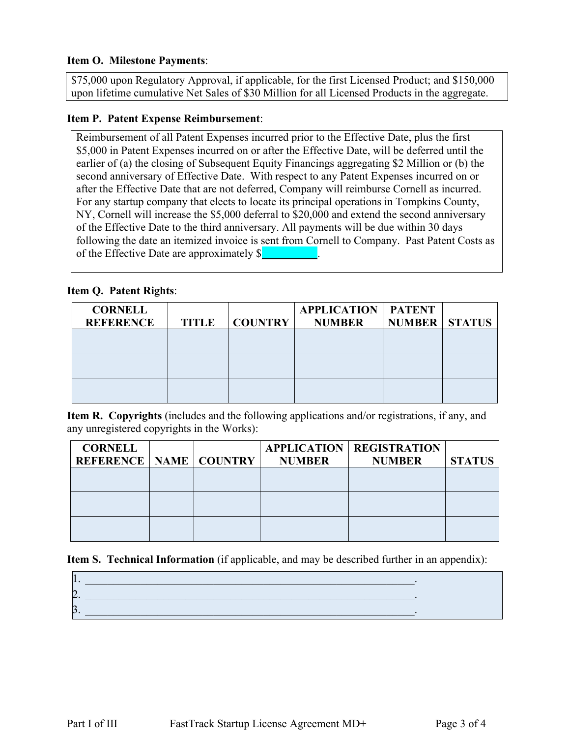**Item O. Milestone Payments**:

$75,000 upon Regulatory Approval, if applicable, for the first Licensed Product; and $150,000 upon lifetime cumulative Net Sales of $30 Million for all Licensed Products in the aggregate.

**Item P. Patent Expense Reimbursement**:

Reimbursement of all Patent Expenses incurred prior to the Effective Date, plus the first $5,000 in Patent Expenses incurred on or after the Effective Date, will be deferred until the earlier of (a) the closing of Subsequent Equity Financings aggregating $2 Million or (b) the second anniversary of Effective Date. With respect to any Patent Expenses incurred on or after the Effective Date that are not deferred, Company will reimburse Cornell as incurred. For any startup company that elects to locate its principal operations in Tompkins County, NY, Cornell will increase the $5,000 deferral to $20,000 and extend the second anniversary of the Effective Date to the third anniversary. All payments will be due within 30 days following the date an itemized invoice is sent from Cornell to Company. Past Patent Costs as of the Effective Date are approximately $__________.

**Item Q. Patent Rights**:

| CORNELL REFERENCE | TITLE | COUNTRY | APPLICATION NUMBER | PATENT NUMBER | STATUS |
|---|---|---|---|---|---|
| | | | | | |
| | | | | | |
| | | | | | |

**Item R. Copyrights** (includes and the following applications and/or registrations, if any, and any unregistered copyrights in the Works):

| CORNELL REFERENCE | NAME | COUNTRY | APPLICATION NUMBER | REGISTRATION NUMBER | STATUS |
|---|---|---|---|---|---|
| | | | | | |
| | | | | | |
| | | | | | |

**Item S. Technical Information** (if applicable, and may be described further in an appendix):

1. ____________________________________________________________.
2. ____________________________________________________________.
3. ____________________________________________________________.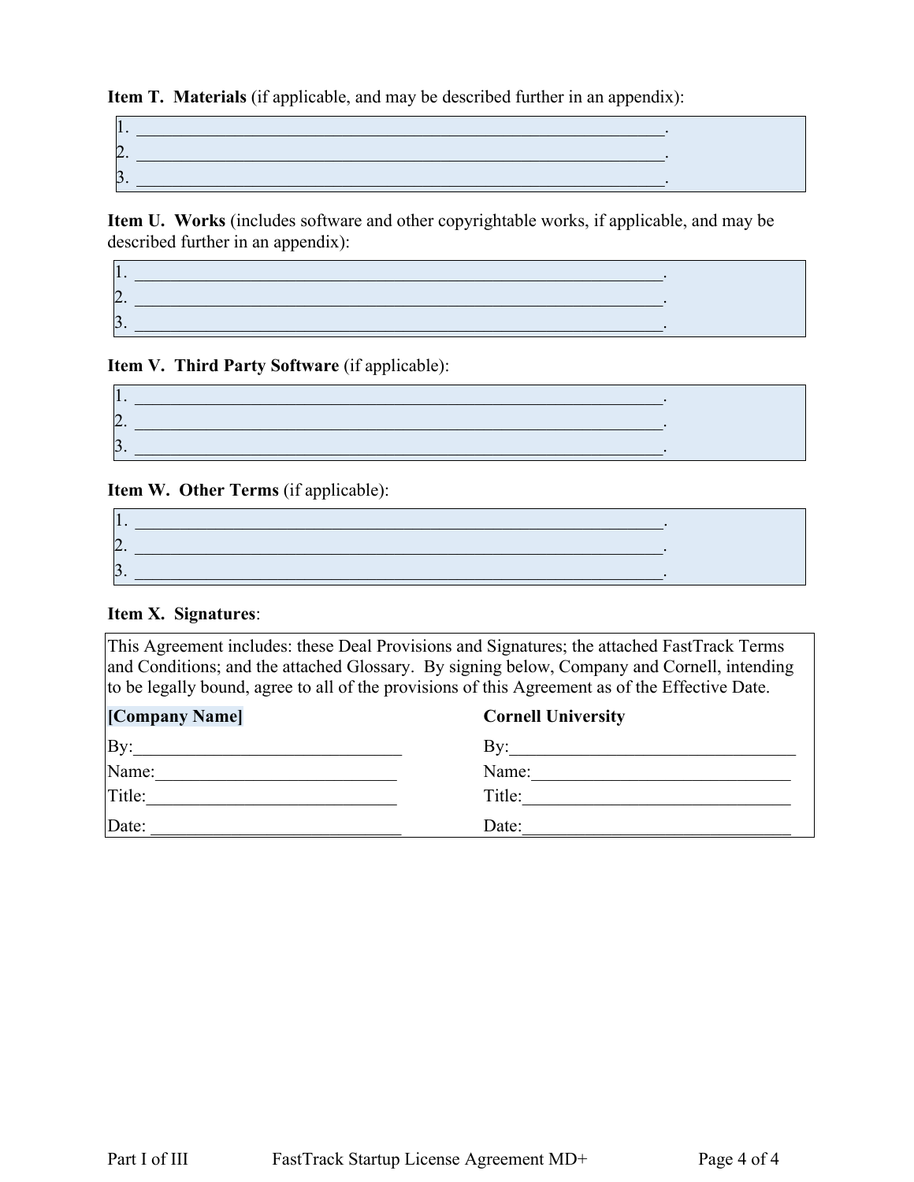**Item T. Materials** (if applicable, and may be described further in an appendix):

1. ______________________________________________________________.
2. ______________________________________________________________.
3. ______________________________________________________________.

**Item U. Works** (includes software and other copyrightable works, if applicable, and may be described further in an appendix):

1. ______________________________________________________________.
2. ______________________________________________________________.
3. ______________________________________________________________.

**Item V. Third Party Software** (if applicable):

1. ______________________________________________________________.
2. ______________________________________________________________.
3. ______________________________________________________________.

**Item W. Other Terms** (if applicable):

1. ______________________________________________________________.
2. ______________________________________________________________.
3. ______________________________________________________________.

**Item X. Signatures**:

This Agreement includes: these Deal Provisions and Signatures; the attached FastTrack Terms and Conditions; and the attached Glossary. By signing below, Company and Cornell, intending to be legally bound, agree to all of the provisions of this Agreement as of the Effective Date.

| **[Company Name]** | **Cornell University** |
|---|---|
| By:______________________________ | By:________________________________ |
| Name:___________________________ | Name:_____________________________ |
| Title:____________________________ | Title:______________________________ |
| Date: ____________________________ | Date:______________________________ |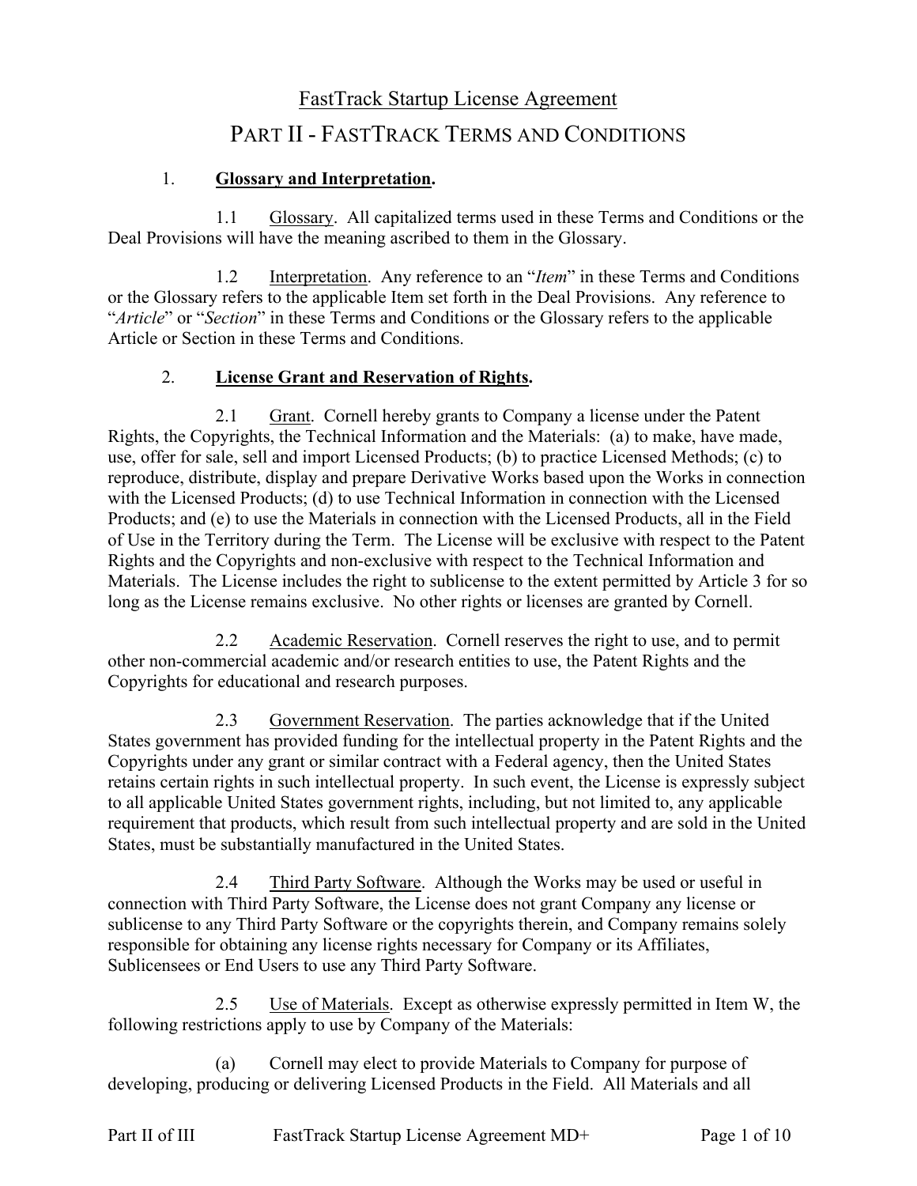# FastTrack Startup License Agreement

## PART II - FASTTRACK TERMS AND CONDITIONS

### 1. **Glossary and Interpretation.**

1.1 Glossary. All capitalized terms used in these Terms and Conditions or the Deal Provisions will have the meaning ascribed to them in the Glossary.

1.2 Interpretation. Any reference to an "*Item*" in these Terms and Conditions or the Glossary refers to the applicable Item set forth in the Deal Provisions. Any reference to "*Article*" or "*Section*" in these Terms and Conditions or the Glossary refers to the applicable Article or Section in these Terms and Conditions.

### 2. **License Grant and Reservation of Rights.**

2.1 Grant. Cornell hereby grants to Company a license under the Patent Rights, the Copyrights, the Technical Information and the Materials: (a) to make, have made, use, offer for sale, sell and import Licensed Products; (b) to practice Licensed Methods; (c) to reproduce, distribute, display and prepare Derivative Works based upon the Works in connection with the Licensed Products; (d) to use Technical Information in connection with the Licensed Products; and (e) to use the Materials in connection with the Licensed Products, all in the Field of Use in the Territory during the Term. The License will be exclusive with respect to the Patent Rights and the Copyrights and non-exclusive with respect to the Technical Information and Materials. The License includes the right to sublicense to the extent permitted by Article 3 for so long as the License remains exclusive. No other rights or licenses are granted by Cornell.

2.2 Academic Reservation. Cornell reserves the right to use, and to permit other non-commercial academic and/or research entities to use, the Patent Rights and the Copyrights for educational and research purposes.

2.3 Government Reservation. The parties acknowledge that if the United States government has provided funding for the intellectual property in the Patent Rights and the Copyrights under any grant or similar contract with a Federal agency, then the United States retains certain rights in such intellectual property. In such event, the License is expressly subject to all applicable United States government rights, including, but not limited to, any applicable requirement that products, which result from such intellectual property and are sold in the United States, must be substantially manufactured in the United States.

2.4 Third Party Software. Although the Works may be used or useful in connection with Third Party Software, the License does not grant Company any license or sublicense to any Third Party Software or the copyrights therein, and Company remains solely responsible for obtaining any license rights necessary for Company or its Affiliates, Sublicensees or End Users to use any Third Party Software.

2.5 Use of Materials. Except as otherwise expressly permitted in Item W, the following restrictions apply to use by Company of the Materials:

(a) Cornell may elect to provide Materials to Company for purpose of developing, producing or delivering Licensed Products in the Field. All Materials and all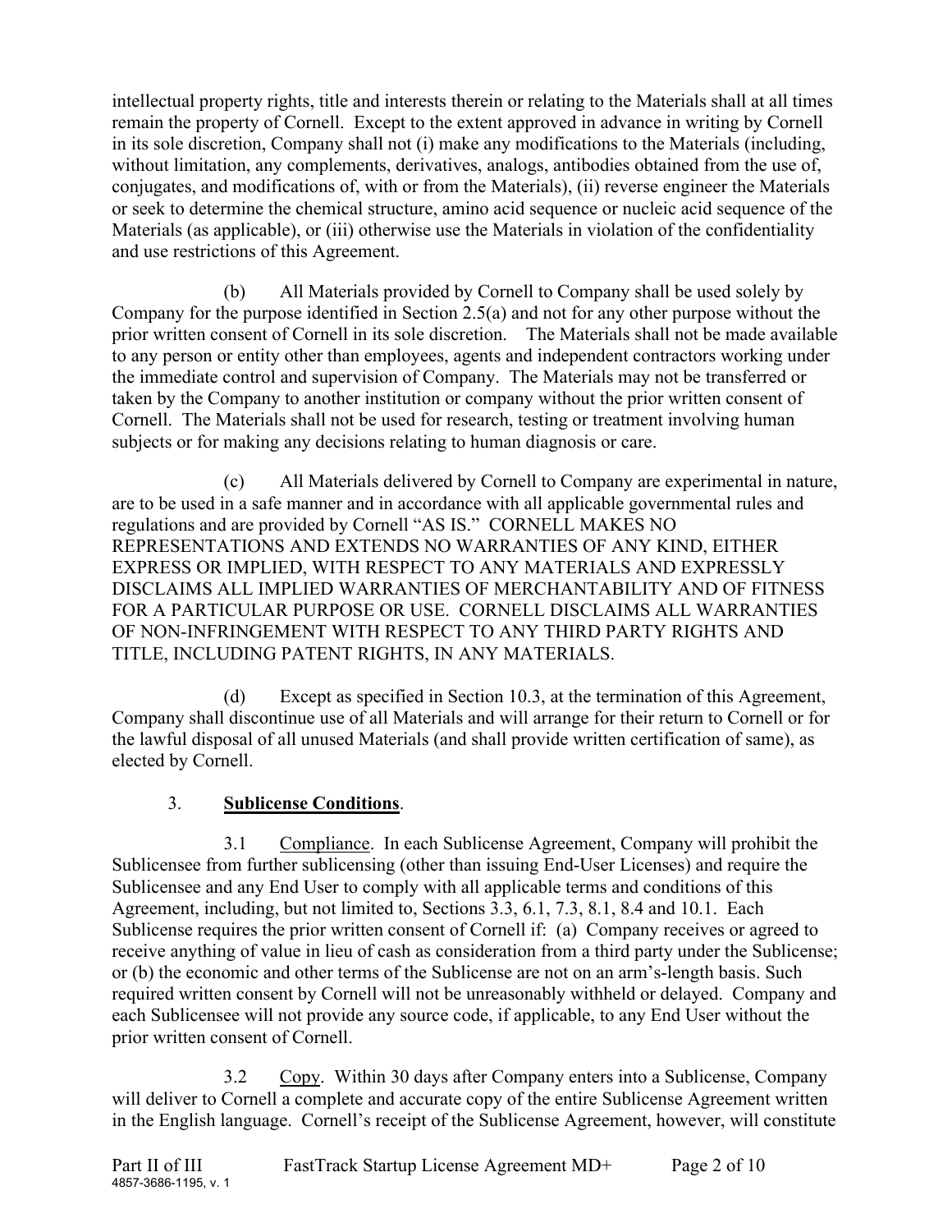intellectual property rights, title and interests therein or relating to the Materials shall at all times remain the property of Cornell. Except to the extent approved in advance in writing by Cornell in its sole discretion, Company shall not (i) make any modifications to the Materials (including, without limitation, any complements, derivatives, analogs, antibodies obtained from the use of, conjugates, and modifications of, with or from the Materials), (ii) reverse engineer the Materials or seek to determine the chemical structure, amino acid sequence or nucleic acid sequence of the Materials (as applicable), or (iii) otherwise use the Materials in violation of the confidentiality and use restrictions of this Agreement.

(b) All Materials provided by Cornell to Company shall be used solely by Company for the purpose identified in Section 2.5(a) and not for any other purpose without the prior written consent of Cornell in its sole discretion. The Materials shall not be made available to any person or entity other than employees, agents and independent contractors working under the immediate control and supervision of Company. The Materials may not be transferred or taken by the Company to another institution or company without the prior written consent of Cornell. The Materials shall not be used for research, testing or treatment involving human subjects or for making any decisions relating to human diagnosis or care.

(c) All Materials delivered by Cornell to Company are experimental in nature, are to be used in a safe manner and in accordance with all applicable governmental rules and regulations and are provided by Cornell "AS IS." CORNELL MAKES NO REPRESENTATIONS AND EXTENDS NO WARRANTIES OF ANY KIND, EITHER EXPRESS OR IMPLIED, WITH RESPECT TO ANY MATERIALS AND EXPRESSLY DISCLAIMS ALL IMPLIED WARRANTIES OF MERCHANTABILITY AND OF FITNESS FOR A PARTICULAR PURPOSE OR USE. CORNELL DISCLAIMS ALL WARRANTIES OF NON-INFRINGEMENT WITH RESPECT TO ANY THIRD PARTY RIGHTS AND TITLE, INCLUDING PATENT RIGHTS, IN ANY MATERIALS.

(d) Except as specified in Section 10.3, at the termination of this Agreement, Company shall discontinue use of all Materials and will arrange for their return to Cornell or for the lawful disposal of all unused Materials (and shall provide written certification of same), as elected by Cornell.

3. **Sublicense Conditions**.

3.1 Compliance. In each Sublicense Agreement, Company will prohibit the Sublicensee from further sublicensing (other than issuing End-User Licenses) and require the Sublicensee and any End User to comply with all applicable terms and conditions of this Agreement, including, but not limited to, Sections 3.3, 6.1, 7.3, 8.1, 8.4 and 10.1. Each Sublicense requires the prior written consent of Cornell if: (a) Company receives or agreed to receive anything of value in lieu of cash as consideration from a third party under the Sublicense; or (b) the economic and other terms of the Sublicense are not on an arm's-length basis. Such required written consent by Cornell will not be unreasonably withheld or delayed. Company and each Sublicensee will not provide any source code, if applicable, to any End User without the prior written consent of Cornell.

3.2 Copy. Within 30 days after Company enters into a Sublicense, Company will deliver to Cornell a complete and accurate copy of the entire Sublicense Agreement written in the English language. Cornell's receipt of the Sublicense Agreement, however, will constitute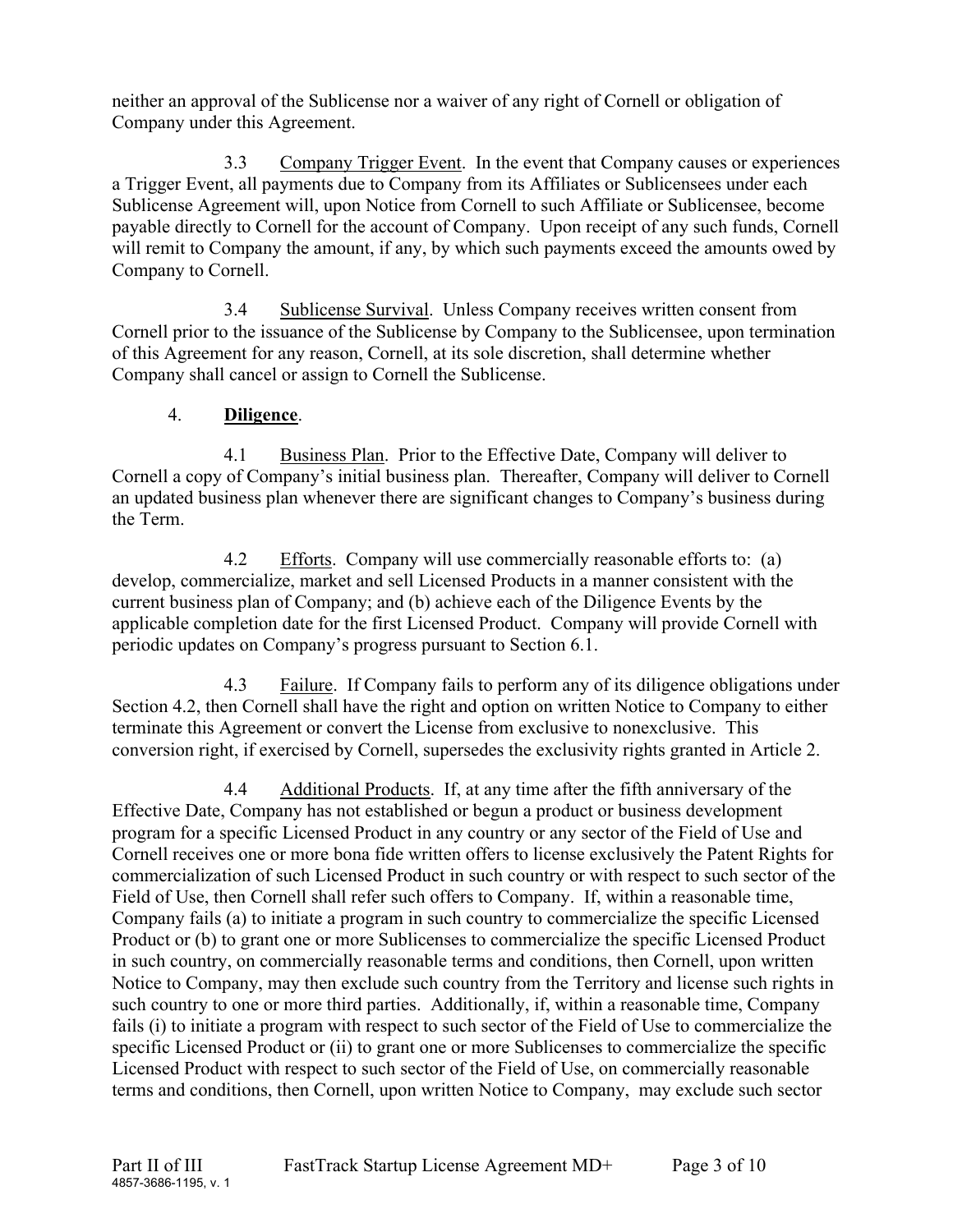neither an approval of the Sublicense nor a waiver of any right of Cornell or obligation of Company under this Agreement.

3.3 Company Trigger Event. In the event that Company causes or experiences a Trigger Event, all payments due to Company from its Affiliates or Sublicensees under each Sublicense Agreement will, upon Notice from Cornell to such Affiliate or Sublicensee, become payable directly to Cornell for the account of Company. Upon receipt of any such funds, Cornell will remit to Company the amount, if any, by which such payments exceed the amounts owed by Company to Cornell.

3.4 Sublicense Survival. Unless Company receives written consent from Cornell prior to the issuance of the Sublicense by Company to the Sublicensee, upon termination of this Agreement for any reason, Cornell, at its sole discretion, shall determine whether Company shall cancel or assign to Cornell the Sublicense.

4. **Diligence**.

4.1 Business Plan. Prior to the Effective Date, Company will deliver to Cornell a copy of Company's initial business plan. Thereafter, Company will deliver to Cornell an updated business plan whenever there are significant changes to Company's business during the Term.

4.2 Efforts. Company will use commercially reasonable efforts to: (a) develop, commercialize, market and sell Licensed Products in a manner consistent with the current business plan of Company; and (b) achieve each of the Diligence Events by the applicable completion date for the first Licensed Product. Company will provide Cornell with periodic updates on Company's progress pursuant to Section 6.1.

4.3 Failure. If Company fails to perform any of its diligence obligations under Section 4.2, then Cornell shall have the right and option on written Notice to Company to either terminate this Agreement or convert the License from exclusive to nonexclusive. This conversion right, if exercised by Cornell, supersedes the exclusivity rights granted in Article 2.

4.4 Additional Products. If, at any time after the fifth anniversary of the Effective Date, Company has not established or begun a product or business development program for a specific Licensed Product in any country or any sector of the Field of Use and Cornell receives one or more bona fide written offers to license exclusively the Patent Rights for commercialization of such Licensed Product in such country or with respect to such sector of the Field of Use, then Cornell shall refer such offers to Company. If, within a reasonable time, Company fails (a) to initiate a program in such country to commercialize the specific Licensed Product or (b) to grant one or more Sublicenses to commercialize the specific Licensed Product in such country, on commercially reasonable terms and conditions, then Cornell, upon written Notice to Company, may then exclude such country from the Territory and license such rights in such country to one or more third parties. Additionally, if, within a reasonable time, Company fails (i) to initiate a program with respect to such sector of the Field of Use to commercialize the specific Licensed Product or (ii) to grant one or more Sublicenses to commercialize the specific Licensed Product with respect to such sector of the Field of Use, on commercially reasonable terms and conditions, then Cornell, upon written Notice to Company, may exclude such sector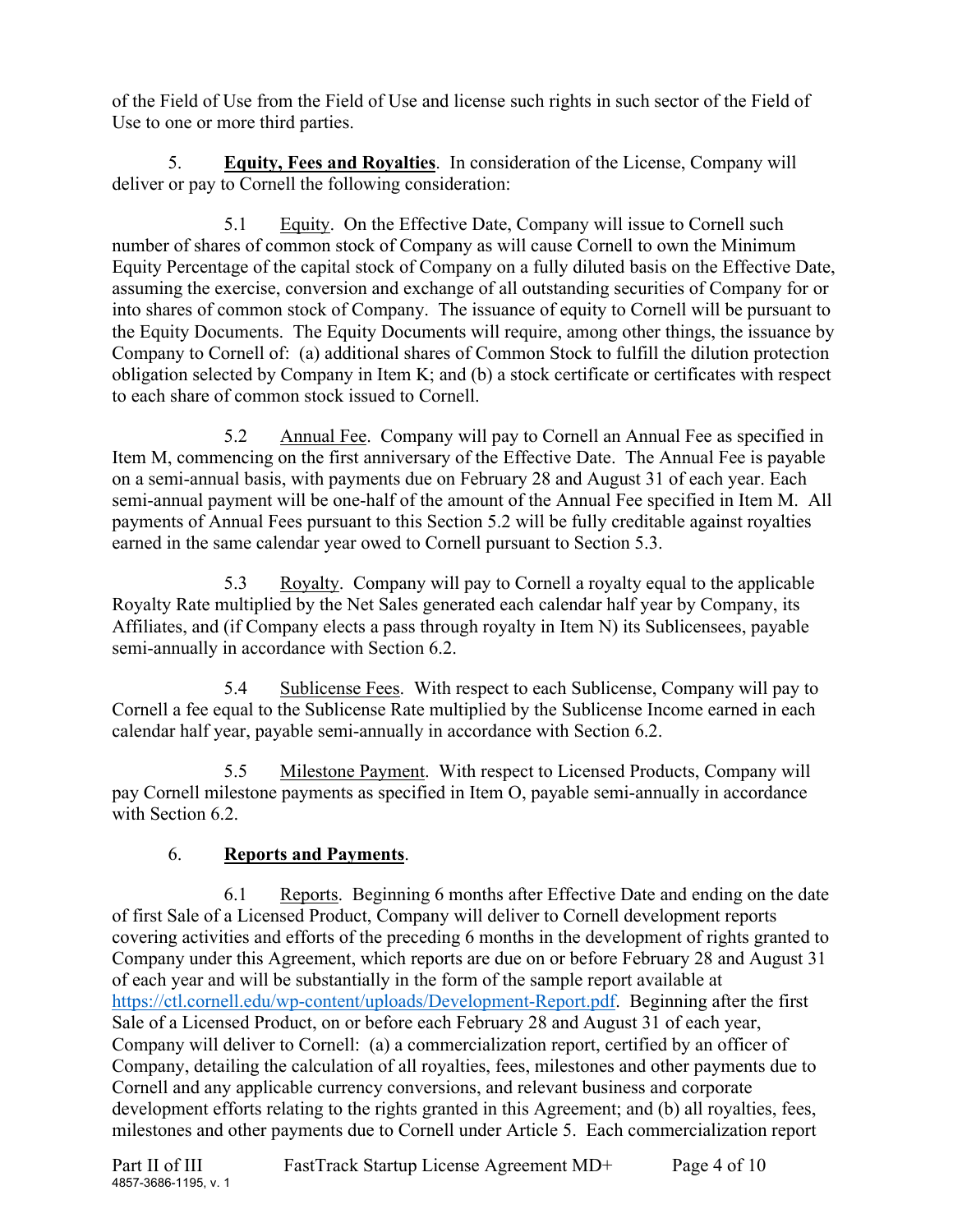of the Field of Use from the Field of Use and license such rights in such sector of the Field of Use to one or more third parties.

5. **Equity, Fees and Royalties**. In consideration of the License, Company will deliver or pay to Cornell the following consideration:

5.1 Equity. On the Effective Date, Company will issue to Cornell such number of shares of common stock of Company as will cause Cornell to own the Minimum Equity Percentage of the capital stock of Company on a fully diluted basis on the Effective Date, assuming the exercise, conversion and exchange of all outstanding securities of Company for or into shares of common stock of Company. The issuance of equity to Cornell will be pursuant to the Equity Documents. The Equity Documents will require, among other things, the issuance by Company to Cornell of: (a) additional shares of Common Stock to fulfill the dilution protection obligation selected by Company in Item K; and (b) a stock certificate or certificates with respect to each share of common stock issued to Cornell.

5.2 Annual Fee. Company will pay to Cornell an Annual Fee as specified in Item M, commencing on the first anniversary of the Effective Date. The Annual Fee is payable on a semi-annual basis, with payments due on February 28 and August 31 of each year. Each semi-annual payment will be one-half of the amount of the Annual Fee specified in Item M. All payments of Annual Fees pursuant to this Section 5.2 will be fully creditable against royalties earned in the same calendar year owed to Cornell pursuant to Section 5.3.

5.3 Royalty. Company will pay to Cornell a royalty equal to the applicable Royalty Rate multiplied by the Net Sales generated each calendar half year by Company, its Affiliates, and (if Company elects a pass through royalty in Item N) its Sublicensees, payable semi-annually in accordance with Section 6.2.

5.4 Sublicense Fees. With respect to each Sublicense, Company will pay to Cornell a fee equal to the Sublicense Rate multiplied by the Sublicense Income earned in each calendar half year, payable semi-annually in accordance with Section 6.2.

5.5 Milestone Payment. With respect to Licensed Products, Company will pay Cornell milestone payments as specified in Item O, payable semi-annually in accordance with Section 6.2.

6. **Reports and Payments**.

6.1 Reports. Beginning 6 months after Effective Date and ending on the date of first Sale of a Licensed Product, Company will deliver to Cornell development reports covering activities and efforts of the preceding 6 months in the development of rights granted to Company under this Agreement, which reports are due on or before February 28 and August 31 of each year and will be substantially in the form of the sample report available at https://ctl.cornell.edu/wp-content/uploads/Development-Report.pdf. Beginning after the first Sale of a Licensed Product, on or before each February 28 and August 31 of each year, Company will deliver to Cornell: (a) a commercialization report, certified by an officer of Company, detailing the calculation of all royalties, fees, milestones and other payments due to Cornell and any applicable currency conversions, and relevant business and corporate development efforts relating to the rights granted in this Agreement; and (b) all royalties, fees, milestones and other payments due to Cornell under Article 5. Each commercialization report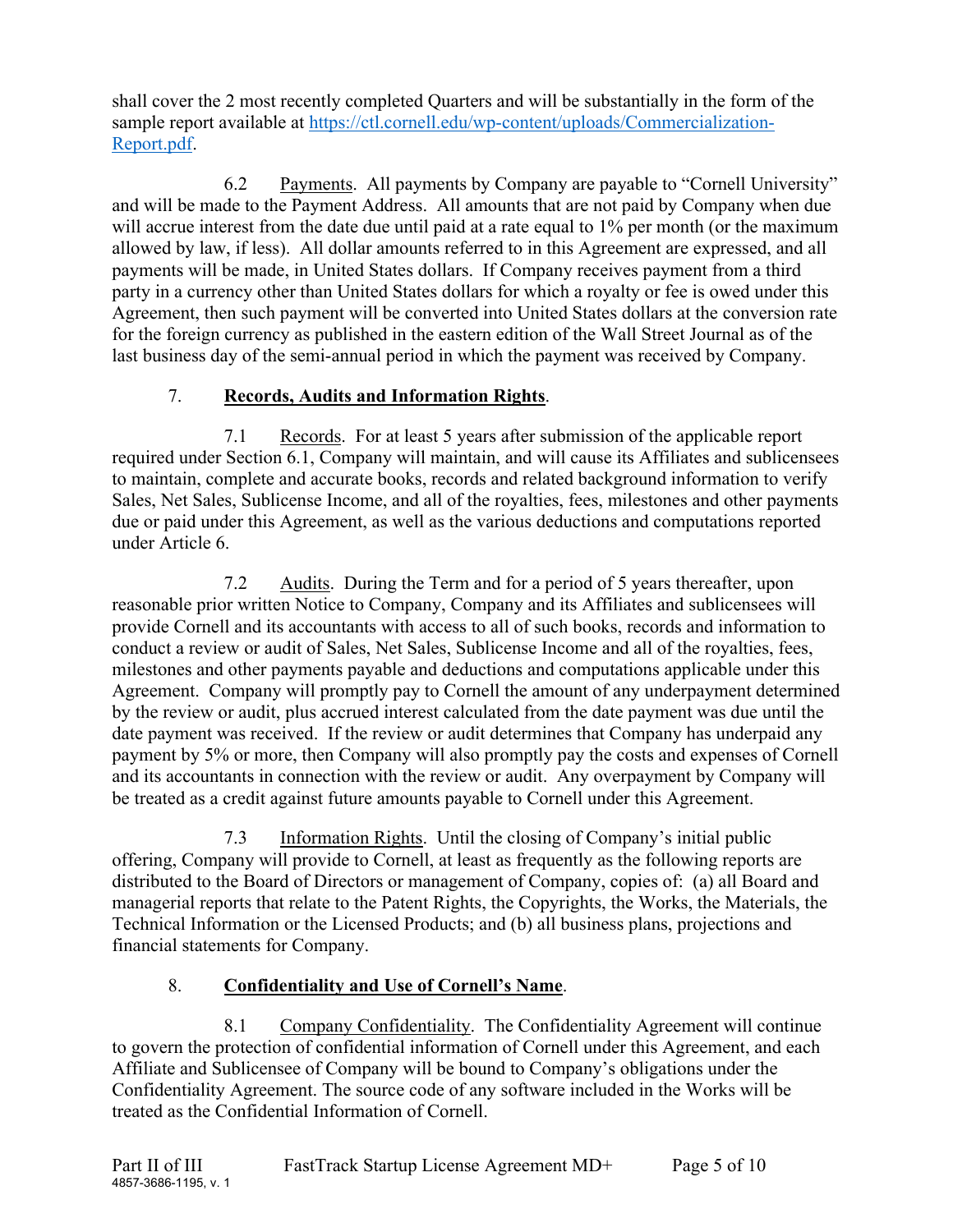shall cover the 2 most recently completed Quarters and will be substantially in the form of the sample report available at [https://ctl.cornell.edu/wp-content/uploads/Commercialization-Report.pdf](https://ctl.cornell.edu/wp-content/uploads/Commercialization-Report.pdf).

6.2 Payments. All payments by Company are payable to "Cornell University" and will be made to the Payment Address. All amounts that are not paid by Company when due will accrue interest from the date due until paid at a rate equal to 1% per month (or the maximum allowed by law, if less). All dollar amounts referred to in this Agreement are expressed, and all payments will be made, in United States dollars. If Company receives payment from a third party in a currency other than United States dollars for which a royalty or fee is owed under this Agreement, then such payment will be converted into United States dollars at the conversion rate for the foreign currency as published in the eastern edition of the Wall Street Journal as of the last business day of the semi-annual period in which the payment was received by Company.

## 7. **Records, Audits and Information Rights**.

7.1 Records. For at least 5 years after submission of the applicable report required under Section 6.1, Company will maintain, and will cause its Affiliates and sublicensees to maintain, complete and accurate books, records and related background information to verify Sales, Net Sales, Sublicense Income, and all of the royalties, fees, milestones and other payments due or paid under this Agreement, as well as the various deductions and computations reported under Article 6.

7.2 Audits. During the Term and for a period of 5 years thereafter, upon reasonable prior written Notice to Company, Company and its Affiliates and sublicensees will provide Cornell and its accountants with access to all of such books, records and information to conduct a review or audit of Sales, Net Sales, Sublicense Income and all of the royalties, fees, milestones and other payments payable and deductions and computations applicable under this Agreement. Company will promptly pay to Cornell the amount of any underpayment determined by the review or audit, plus accrued interest calculated from the date payment was due until the date payment was received. If the review or audit determines that Company has underpaid any payment by 5% or more, then Company will also promptly pay the costs and expenses of Cornell and its accountants in connection with the review or audit. Any overpayment by Company will be treated as a credit against future amounts payable to Cornell under this Agreement.

7.3 Information Rights. Until the closing of Company's initial public offering, Company will provide to Cornell, at least as frequently as the following reports are distributed to the Board of Directors or management of Company, copies of: (a) all Board and managerial reports that relate to the Patent Rights, the Copyrights, the Works, the Materials, the Technical Information or the Licensed Products; and (b) all business plans, projections and financial statements for Company.

## 8. **Confidentiality and Use of Cornell's Name**.

8.1 Company Confidentiality. The Confidentiality Agreement will continue to govern the protection of confidential information of Cornell under this Agreement, and each Affiliate and Sublicensee of Company will be bound to Company's obligations under the Confidentiality Agreement. The source code of any software included in the Works will be treated as the Confidential Information of Cornell.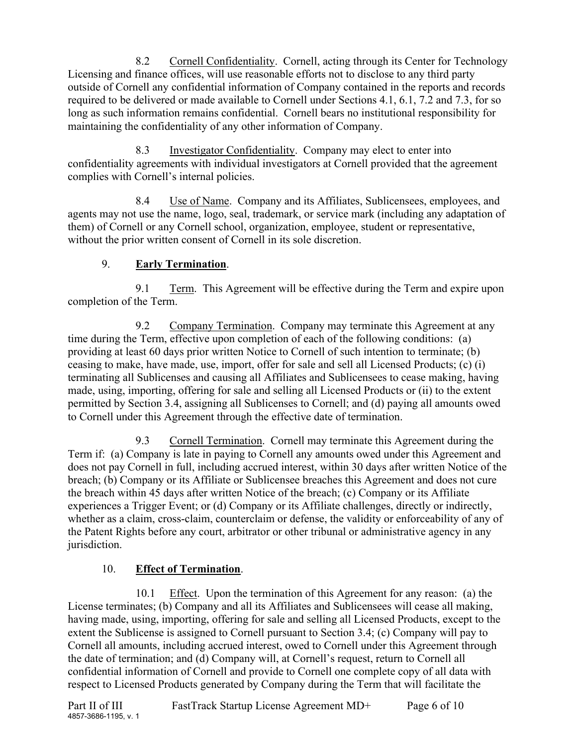8.2 Cornell Confidentiality. Cornell, acting through its Center for Technology Licensing and finance offices, will use reasonable efforts not to disclose to any third party outside of Cornell any confidential information of Company contained in the reports and records required to be delivered or made available to Cornell under Sections 4.1, 6.1, 7.2 and 7.3, for so long as such information remains confidential. Cornell bears no institutional responsibility for maintaining the confidentiality of any other information of Company.

8.3 Investigator Confidentiality. Company may elect to enter into confidentiality agreements with individual investigators at Cornell provided that the agreement complies with Cornell's internal policies.

8.4 Use of Name. Company and its Affiliates, Sublicensees, employees, and agents may not use the name, logo, seal, trademark, or service mark (including any adaptation of them) of Cornell or any Cornell school, organization, employee, student or representative, without the prior written consent of Cornell in its sole discretion.

## 9. **Early Termination**.

9.1 Term. This Agreement will be effective during the Term and expire upon completion of the Term.

9.2 Company Termination. Company may terminate this Agreement at any time during the Term, effective upon completion of each of the following conditions: (a) providing at least 60 days prior written Notice to Cornell of such intention to terminate; (b) ceasing to make, have made, use, import, offer for sale and sell all Licensed Products; (c) (i) terminating all Sublicenses and causing all Affiliates and Sublicensees to cease making, having made, using, importing, offering for sale and selling all Licensed Products or (ii) to the extent permitted by Section 3.4, assigning all Sublicenses to Cornell; and (d) paying all amounts owed to Cornell under this Agreement through the effective date of termination.

9.3 Cornell Termination. Cornell may terminate this Agreement during the Term if: (a) Company is late in paying to Cornell any amounts owed under this Agreement and does not pay Cornell in full, including accrued interest, within 30 days after written Notice of the breach; (b) Company or its Affiliate or Sublicensee breaches this Agreement and does not cure the breach within 45 days after written Notice of the breach; (c) Company or its Affiliate experiences a Trigger Event; or (d) Company or its Affiliate challenges, directly or indirectly, whether as a claim, cross-claim, counterclaim or defense, the validity or enforceability of any of the Patent Rights before any court, arbitrator or other tribunal or administrative agency in any jurisdiction.

## 10. **Effect of Termination**.

10.1 Effect. Upon the termination of this Agreement for any reason: (a) the License terminates; (b) Company and all its Affiliates and Sublicensees will cease all making, having made, using, importing, offering for sale and selling all Licensed Products, except to the extent the Sublicense is assigned to Cornell pursuant to Section 3.4; (c) Company will pay to Cornell all amounts, including accrued interest, owed to Cornell under this Agreement through the date of termination; and (d) Company will, at Cornell's request, return to Cornell all confidential information of Cornell and provide to Cornell one complete copy of all data with respect to Licensed Products generated by Company during the Term that will facilitate the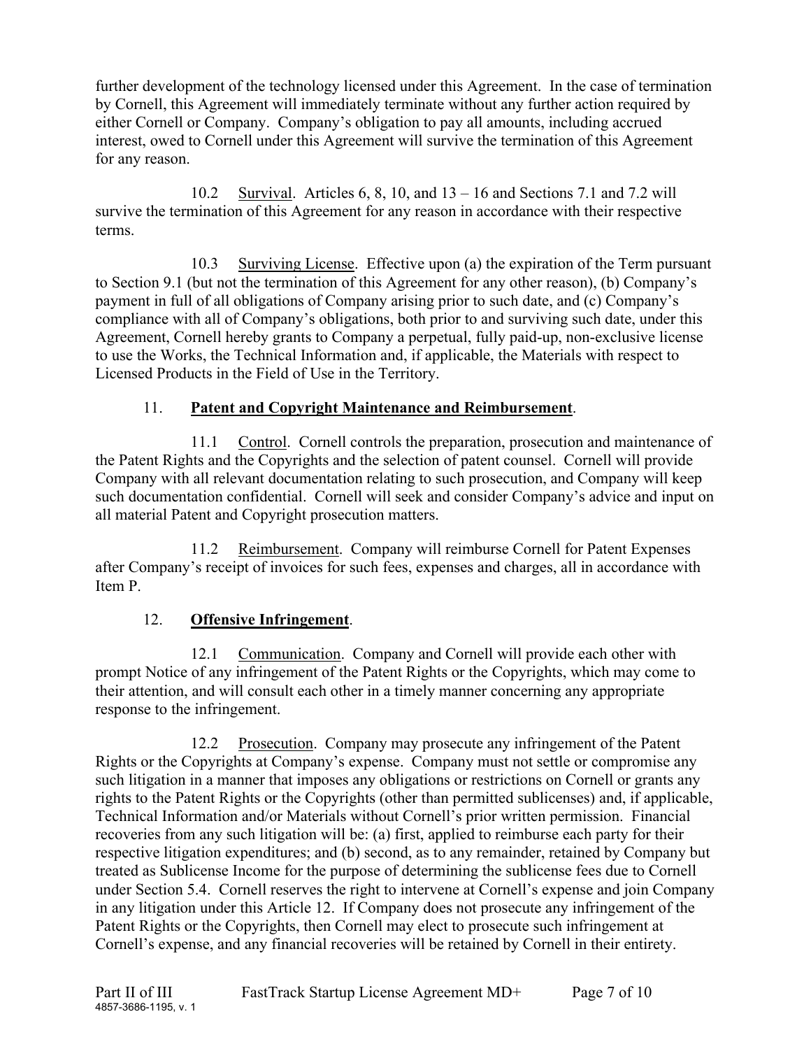further development of the technology licensed under this Agreement. In the case of termination by Cornell, this Agreement will immediately terminate without any further action required by either Cornell or Company. Company's obligation to pay all amounts, including accrued interest, owed to Cornell under this Agreement will survive the termination of this Agreement for any reason.

10.2 Survival. Articles 6, 8, 10, and 13 – 16 and Sections 7.1 and 7.2 will survive the termination of this Agreement for any reason in accordance with their respective terms.

10.3 Surviving License. Effective upon (a) the expiration of the Term pursuant to Section 9.1 (but not the termination of this Agreement for any other reason), (b) Company's payment in full of all obligations of Company arising prior to such date, and (c) Company's compliance with all of Company's obligations, both prior to and surviving such date, under this Agreement, Cornell hereby grants to Company a perpetual, fully paid-up, non-exclusive license to use the Works, the Technical Information and, if applicable, the Materials with respect to Licensed Products in the Field of Use in the Territory.

## 11. **Patent and Copyright Maintenance and Reimbursement**.

11.1 Control. Cornell controls the preparation, prosecution and maintenance of the Patent Rights and the Copyrights and the selection of patent counsel. Cornell will provide Company with all relevant documentation relating to such prosecution, and Company will keep such documentation confidential. Cornell will seek and consider Company's advice and input on all material Patent and Copyright prosecution matters.

11.2 Reimbursement. Company will reimburse Cornell for Patent Expenses after Company's receipt of invoices for such fees, expenses and charges, all in accordance with Item P.

## 12. **Offensive Infringement**.

12.1 Communication. Company and Cornell will provide each other with prompt Notice of any infringement of the Patent Rights or the Copyrights, which may come to their attention, and will consult each other in a timely manner concerning any appropriate response to the infringement.

12.2 Prosecution. Company may prosecute any infringement of the Patent Rights or the Copyrights at Company's expense. Company must not settle or compromise any such litigation in a manner that imposes any obligations or restrictions on Cornell or grants any rights to the Patent Rights or the Copyrights (other than permitted sublicenses) and, if applicable, Technical Information and/or Materials without Cornell's prior written permission. Financial recoveries from any such litigation will be: (a) first, applied to reimburse each party for their respective litigation expenditures; and (b) second, as to any remainder, retained by Company but treated as Sublicense Income for the purpose of determining the sublicense fees due to Cornell under Section 5.4. Cornell reserves the right to intervene at Cornell's expense and join Company in any litigation under this Article 12. If Company does not prosecute any infringement of the Patent Rights or the Copyrights, then Cornell may elect to prosecute such infringement at Cornell's expense, and any financial recoveries will be retained by Cornell in their entirety.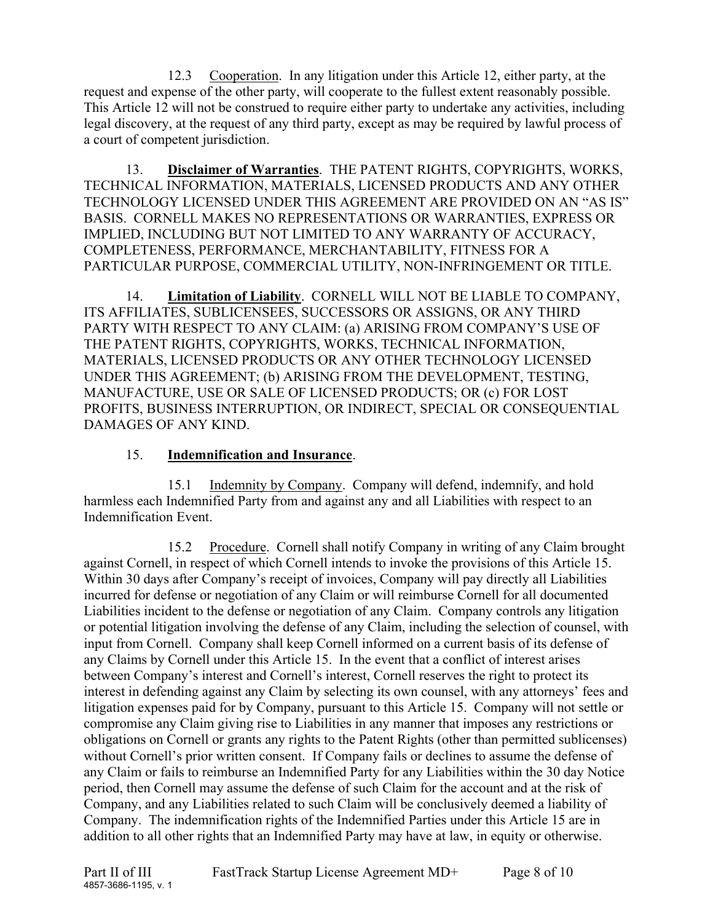12.3 Cooperation. In any litigation under this Article 12, either party, at the request and expense of the other party, will cooperate to the fullest extent reasonably possible. This Article 12 will not be construed to require either party to undertake any activities, including legal discovery, at the request of any third party, except as may be required by lawful process of a court of competent jurisdiction.

13. **Disclaimer of Warranties**. THE PATENT RIGHTS, COPYRIGHTS, WORKS, TECHNICAL INFORMATION, MATERIALS, LICENSED PRODUCTS AND ANY OTHER TECHNOLOGY LICENSED UNDER THIS AGREEMENT ARE PROVIDED ON AN "AS IS" BASIS. CORNELL MAKES NO REPRESENTATIONS OR WARRANTIES, EXPRESS OR IMPLIED, INCLUDING BUT NOT LIMITED TO ANY WARRANTY OF ACCURACY, COMPLETENESS, PERFORMANCE, MERCHANTABILITY, FITNESS FOR A PARTICULAR PURPOSE, COMMERCIAL UTILITY, NON-INFRINGEMENT OR TITLE.

14. **Limitation of Liability**. CORNELL WILL NOT BE LIABLE TO COMPANY, ITS AFFILIATES, SUBLICENSEES, SUCCESSORS OR ASSIGNS, OR ANY THIRD PARTY WITH RESPECT TO ANY CLAIM: (a) ARISING FROM COMPANY'S USE OF THE PATENT RIGHTS, COPYRIGHTS, WORKS, TECHNICAL INFORMATION, MATERIALS, LICENSED PRODUCTS OR ANY OTHER TECHNOLOGY LICENSED UNDER THIS AGREEMENT; (b) ARISING FROM THE DEVELOPMENT, TESTING, MANUFACTURE, USE OR SALE OF LICENSED PRODUCTS; OR (c) FOR LOST PROFITS, BUSINESS INTERRUPTION, OR INDIRECT, SPECIAL OR CONSEQUENTIAL DAMAGES OF ANY KIND.

15. **Indemnification and Insurance**.

15.1 Indemnity by Company. Company will defend, indemnify, and hold harmless each Indemnified Party from and against any and all Liabilities with respect to an Indemnification Event.

15.2 Procedure. Cornell shall notify Company in writing of any Claim brought against Cornell, in respect of which Cornell intends to invoke the provisions of this Article 15. Within 30 days after Company's receipt of invoices, Company will pay directly all Liabilities incurred for defense or negotiation of any Claim or will reimburse Cornell for all documented Liabilities incident to the defense or negotiation of any Claim. Company controls any litigation or potential litigation involving the defense of any Claim, including the selection of counsel, with input from Cornell. Company shall keep Cornell informed on a current basis of its defense of any Claims by Cornell under this Article 15. In the event that a conflict of interest arises between Company's interest and Cornell's interest, Cornell reserves the right to protect its interest in defending against any Claim by selecting its own counsel, with any attorneys' fees and litigation expenses paid for by Company, pursuant to this Article 15. Company will not settle or compromise any Claim giving rise to Liabilities in any manner that imposes any restrictions or obligations on Cornell or grants any rights to the Patent Rights (other than permitted sublicenses) without Cornell's prior written consent. If Company fails or declines to assume the defense of any Claim or fails to reimburse an Indemnified Party for any Liabilities within the 30 day Notice period, then Cornell may assume the defense of such Claim for the account and at the risk of Company, and any Liabilities related to such Claim will be conclusively deemed a liability of Company. The indemnification rights of the Indemnified Parties under this Article 15 are in addition to all other rights that an Indemnified Party may have at law, in equity or otherwise.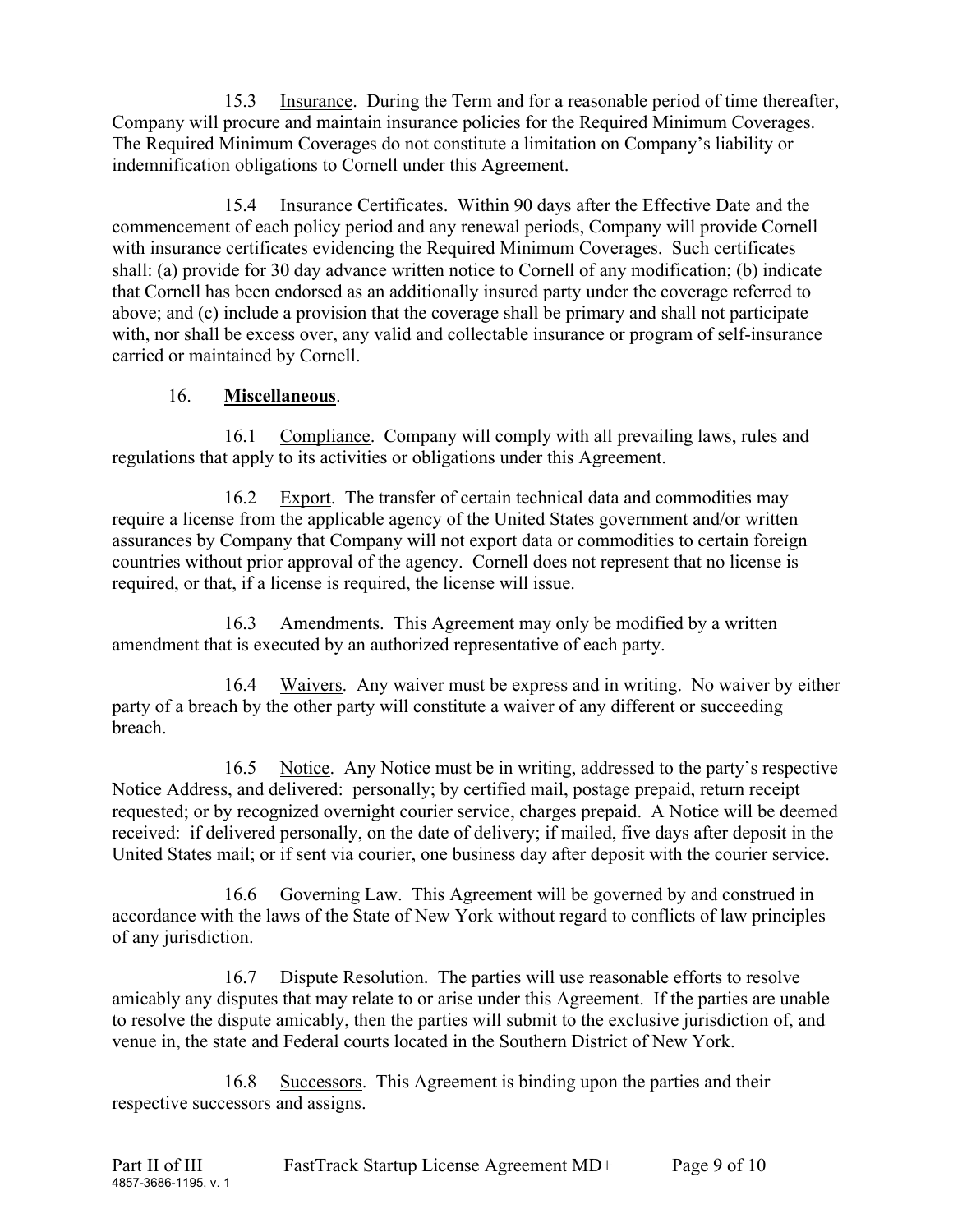15.3 Insurance. During the Term and for a reasonable period of time thereafter, Company will procure and maintain insurance policies for the Required Minimum Coverages. The Required Minimum Coverages do not constitute a limitation on Company's liability or indemnification obligations to Cornell under this Agreement.

15.4 Insurance Certificates. Within 90 days after the Effective Date and the commencement of each policy period and any renewal periods, Company will provide Cornell with insurance certificates evidencing the Required Minimum Coverages. Such certificates shall: (a) provide for 30 day advance written notice to Cornell of any modification; (b) indicate that Cornell has been endorsed as an additionally insured party under the coverage referred to above; and (c) include a provision that the coverage shall be primary and shall not participate with, nor shall be excess over, any valid and collectable insurance or program of self-insurance carried or maintained by Cornell.

16. **Miscellaneous**.

16.1 Compliance. Company will comply with all prevailing laws, rules and regulations that apply to its activities or obligations under this Agreement.

16.2 Export. The transfer of certain technical data and commodities may require a license from the applicable agency of the United States government and/or written assurances by Company that Company will not export data or commodities to certain foreign countries without prior approval of the agency. Cornell does not represent that no license is required, or that, if a license is required, the license will issue.

16.3 Amendments. This Agreement may only be modified by a written amendment that is executed by an authorized representative of each party.

16.4 Waivers. Any waiver must be express and in writing. No waiver by either party of a breach by the other party will constitute a waiver of any different or succeeding breach.

16.5 Notice. Any Notice must be in writing, addressed to the party's respective Notice Address, and delivered: personally; by certified mail, postage prepaid, return receipt requested; or by recognized overnight courier service, charges prepaid. A Notice will be deemed received: if delivered personally, on the date of delivery; if mailed, five days after deposit in the United States mail; or if sent via courier, one business day after deposit with the courier service.

16.6 Governing Law. This Agreement will be governed by and construed in accordance with the laws of the State of New York without regard to conflicts of law principles of any jurisdiction.

16.7 Dispute Resolution. The parties will use reasonable efforts to resolve amicably any disputes that may relate to or arise under this Agreement. If the parties are unable to resolve the dispute amicably, then the parties will submit to the exclusive jurisdiction of, and venue in, the state and Federal courts located in the Southern District of New York.

16.8 Successors. This Agreement is binding upon the parties and their respective successors and assigns.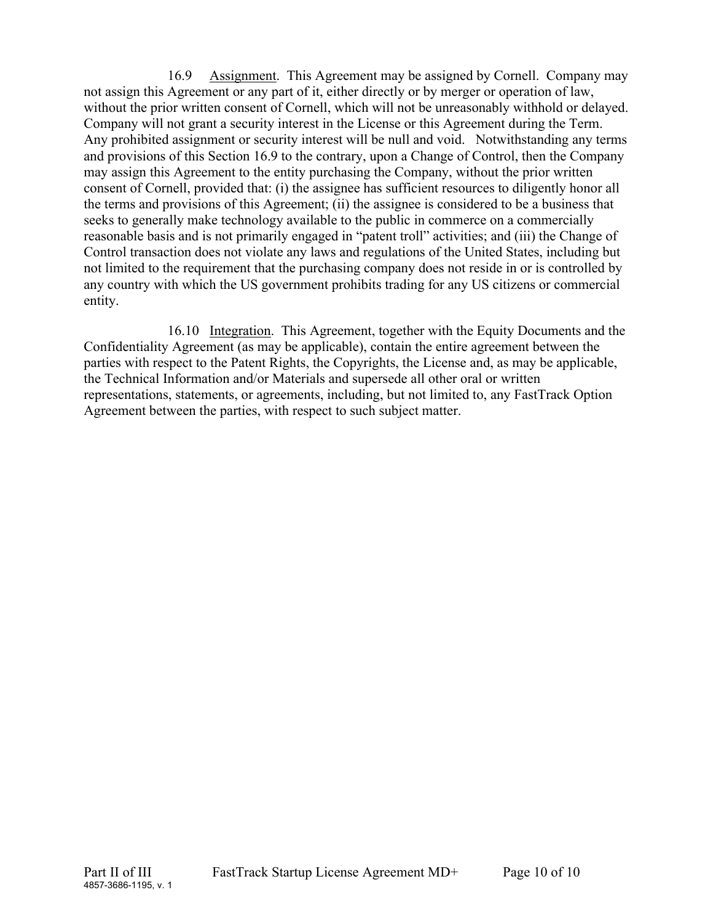16.9 Assignment. This Agreement may be assigned by Cornell. Company may not assign this Agreement or any part of it, either directly or by merger or operation of law, without the prior written consent of Cornell, which will not be unreasonably withhold or delayed. Company will not grant a security interest in the License or this Agreement during the Term. Any prohibited assignment or security interest will be null and void. Notwithstanding any terms and provisions of this Section 16.9 to the contrary, upon a Change of Control, then the Company may assign this Agreement to the entity purchasing the Company, without the prior written consent of Cornell, provided that: (i) the assignee has sufficient resources to diligently honor all the terms and provisions of this Agreement; (ii) the assignee is considered to be a business that seeks to generally make technology available to the public in commerce on a commercially reasonable basis and is not primarily engaged in "patent troll" activities; and (iii) the Change of Control transaction does not violate any laws and regulations of the United States, including but not limited to the requirement that the purchasing company does not reside in or is controlled by any country with which the US government prohibits trading for any US citizens or commercial entity.

16.10 Integration. This Agreement, together with the Equity Documents and the Confidentiality Agreement (as may be applicable), contain the entire agreement between the parties with respect to the Patent Rights, the Copyrights, the License and, as may be applicable, the Technical Information and/or Materials and supersede all other oral or written representations, statements, or agreements, including, but not limited to, any FastTrack Option Agreement between the parties, with respect to such subject matter.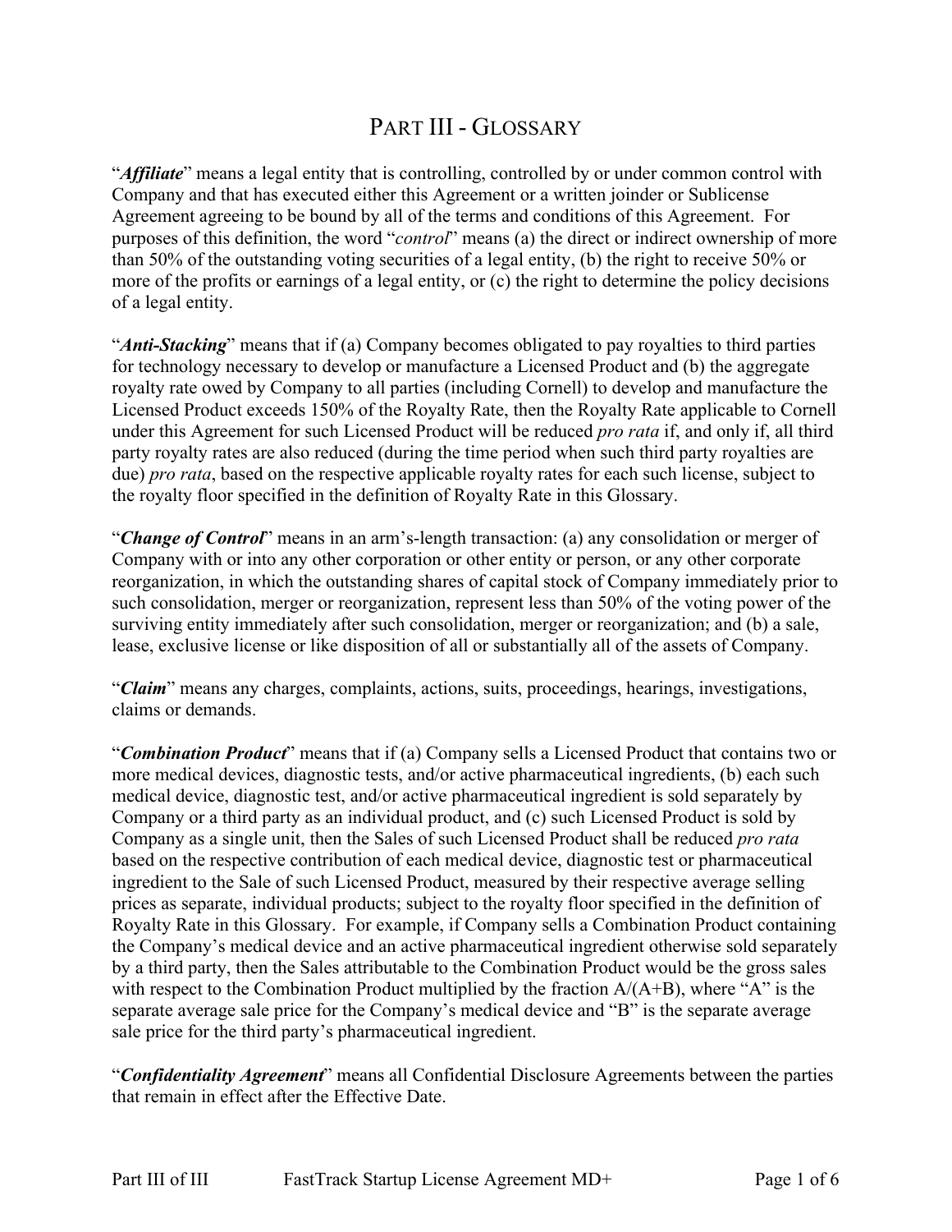# PART III - GLOSSARY

"***Affiliate***" means a legal entity that is controlling, controlled by or under common control with Company and that has executed either this Agreement or a written joinder or Sublicense Agreement agreeing to be bound by all of the terms and conditions of this Agreement. For purposes of this definition, the word "*control*" means (a) the direct or indirect ownership of more than 50% of the outstanding voting securities of a legal entity, (b) the right to receive 50% or more of the profits or earnings of a legal entity, or (c) the right to determine the policy decisions of a legal entity.

"***Anti-Stacking***" means that if (a) Company becomes obligated to pay royalties to third parties for technology necessary to develop or manufacture a Licensed Product and (b) the aggregate royalty rate owed by Company to all parties (including Cornell) to develop and manufacture the Licensed Product exceeds 150% of the Royalty Rate, then the Royalty Rate applicable to Cornell under this Agreement for such Licensed Product will be reduced *pro rata* if, and only if, all third party royalty rates are also reduced (during the time period when such third party royalties are due) *pro rata*, based on the respective applicable royalty rates for each such license, subject to the royalty floor specified in the definition of Royalty Rate in this Glossary.

"***Change of Control***" means in an arm's-length transaction: (a) any consolidation or merger of Company with or into any other corporation or other entity or person, or any other corporate reorganization, in which the outstanding shares of capital stock of Company immediately prior to such consolidation, merger or reorganization, represent less than 50% of the voting power of the surviving entity immediately after such consolidation, merger or reorganization; and (b) a sale, lease, exclusive license or like disposition of all or substantially all of the assets of Company.

"***Claim***" means any charges, complaints, actions, suits, proceedings, hearings, investigations, claims or demands.

"***Combination Product***" means that if (a) Company sells a Licensed Product that contains two or more medical devices, diagnostic tests, and/or active pharmaceutical ingredients, (b) each such medical device, diagnostic test, and/or active pharmaceutical ingredient is sold separately by Company or a third party as an individual product, and (c) such Licensed Product is sold by Company as a single unit, then the Sales of such Licensed Product shall be reduced *pro rata* based on the respective contribution of each medical device, diagnostic test or pharmaceutical ingredient to the Sale of such Licensed Product, measured by their respective average selling prices as separate, individual products; subject to the royalty floor specified in the definition of Royalty Rate in this Glossary. For example, if Company sells a Combination Product containing the Company's medical device and an active pharmaceutical ingredient otherwise sold separately by a third party, then the Sales attributable to the Combination Product would be the gross sales with respect to the Combination Product multiplied by the fraction $A/(A+B)$, where "A" is the separate average sale price for the Company's medical device and "B" is the separate average sale price for the third party's pharmaceutical ingredient.

"***Confidentiality Agreement***" means all Confidential Disclosure Agreements between the parties that remain in effect after the Effective Date.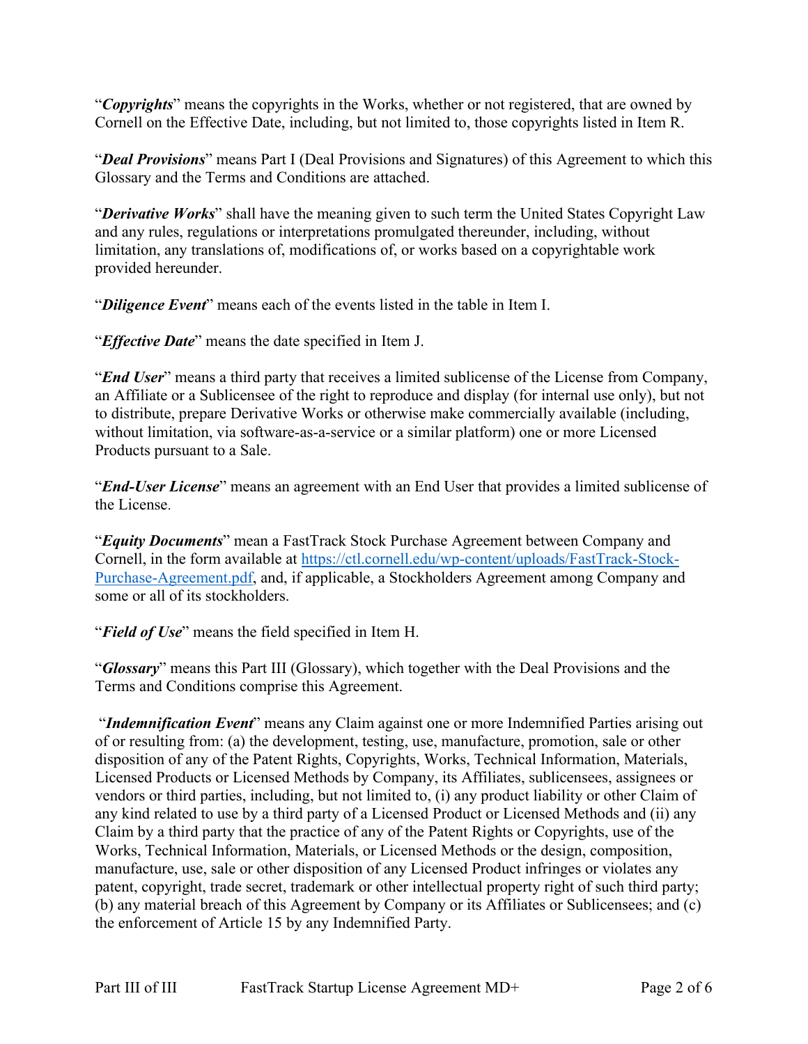"***Copyrights***" means the copyrights in the Works, whether or not registered, that are owned by Cornell on the Effective Date, including, but not limited to, those copyrights listed in Item R.

"***Deal Provisions***" means Part I (Deal Provisions and Signatures) of this Agreement to which this Glossary and the Terms and Conditions are attached.

"***Derivative Works***" shall have the meaning given to such term the United States Copyright Law and any rules, regulations or interpretations promulgated thereunder, including, without limitation, any translations of, modifications of, or works based on a copyrightable work provided hereunder.

"***Diligence Event***" means each of the events listed in the table in Item I.

"***Effective Date***" means the date specified in Item J.

"***End User***" means a third party that receives a limited sublicense of the License from Company, an Affiliate or a Sublicensee of the right to reproduce and display (for internal use only), but not to distribute, prepare Derivative Works or otherwise make commercially available (including, without limitation, via software-as-a-service or a similar platform) one or more Licensed Products pursuant to a Sale.

"***End-User License***" means an agreement with an End User that provides a limited sublicense of the License.

"***Equity Documents***" mean a FastTrack Stock Purchase Agreement between Company and Cornell, in the form available at https://ctl.cornell.edu/wp-content/uploads/FastTrack-Stock-Purchase-Agreement.pdf, and, if applicable, a Stockholders Agreement among Company and some or all of its stockholders.

"***Field of Use***" means the field specified in Item H.

"***Glossary***" means this Part III (Glossary), which together with the Deal Provisions and the Terms and Conditions comprise this Agreement.

"***Indemnification Event***" means any Claim against one or more Indemnified Parties arising out of or resulting from: (a) the development, testing, use, manufacture, promotion, sale or other disposition of any of the Patent Rights, Copyrights, Works, Technical Information, Materials, Licensed Products or Licensed Methods by Company, its Affiliates, sublicensees, assignees or vendors or third parties, including, but not limited to, (i) any product liability or other Claim of any kind related to use by a third party of a Licensed Product or Licensed Methods and (ii) any Claim by a third party that the practice of any of the Patent Rights or Copyrights, use of the Works, Technical Information, Materials, or Licensed Methods or the design, composition, manufacture, use, sale or other disposition of any Licensed Product infringes or violates any patent, copyright, trade secret, trademark or other intellectual property right of such third party; (b) any material breach of this Agreement by Company or its Affiliates or Sublicensees; and (c) the enforcement of Article 15 by any Indemnified Party.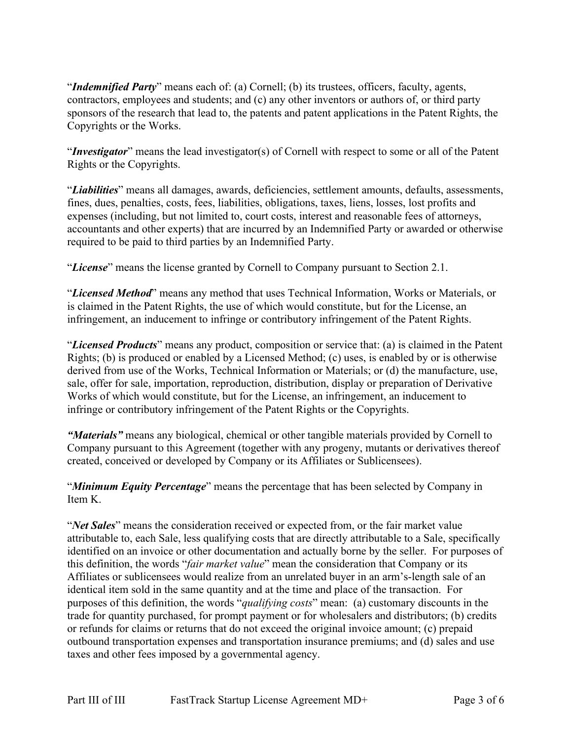"***Indemnified Party***" means each of: (a) Cornell; (b) its trustees, officers, faculty, agents, contractors, employees and students; and (c) any other inventors or authors of, or third party sponsors of the research that lead to, the patents and patent applications in the Patent Rights, the Copyrights or the Works.

"***Investigator***" means the lead investigator(s) of Cornell with respect to some or all of the Patent Rights or the Copyrights.

"***Liabilities***" means all damages, awards, deficiencies, settlement amounts, defaults, assessments, fines, dues, penalties, costs, fees, liabilities, obligations, taxes, liens, losses, lost profits and expenses (including, but not limited to, court costs, interest and reasonable fees of attorneys, accountants and other experts) that are incurred by an Indemnified Party or awarded or otherwise required to be paid to third parties by an Indemnified Party.

"***License***" means the license granted by Cornell to Company pursuant to Section 2.1.

"***Licensed Method***" means any method that uses Technical Information, Works or Materials, or is claimed in the Patent Rights, the use of which would constitute, but for the License, an infringement, an inducement to infringe or contributory infringement of the Patent Rights.

"***Licensed Products***" means any product, composition or service that: (a) is claimed in the Patent Rights; (b) is produced or enabled by a Licensed Method; (c) uses, is enabled by or is otherwise derived from use of the Works, Technical Information or Materials; or (d) the manufacture, use, sale, offer for sale, importation, reproduction, distribution, display or preparation of Derivative Works of which would constitute, but for the License, an infringement, an inducement to infringe or contributory infringement of the Patent Rights or the Copyrights.

***"Materials"*** means any biological, chemical or other tangible materials provided by Cornell to Company pursuant to this Agreement (together with any progeny, mutants or derivatives thereof created, conceived or developed by Company or its Affiliates or Sublicensees).

"***Minimum Equity Percentage***" means the percentage that has been selected by Company in Item K.

"***Net Sales***" means the consideration received or expected from, or the fair market value attributable to, each Sale, less qualifying costs that are directly attributable to a Sale, specifically identified on an invoice or other documentation and actually borne by the seller. For purposes of this definition, the words "*fair market value*" mean the consideration that Company or its Affiliates or sublicensees would realize from an unrelated buyer in an arm's-length sale of an identical item sold in the same quantity and at the time and place of the transaction. For purposes of this definition, the words "*qualifying costs*" mean: (a) customary discounts in the trade for quantity purchased, for prompt payment or for wholesalers and distributors; (b) credits or refunds for claims or returns that do not exceed the original invoice amount; (c) prepaid outbound transportation expenses and transportation insurance premiums; and (d) sales and use taxes and other fees imposed by a governmental agency.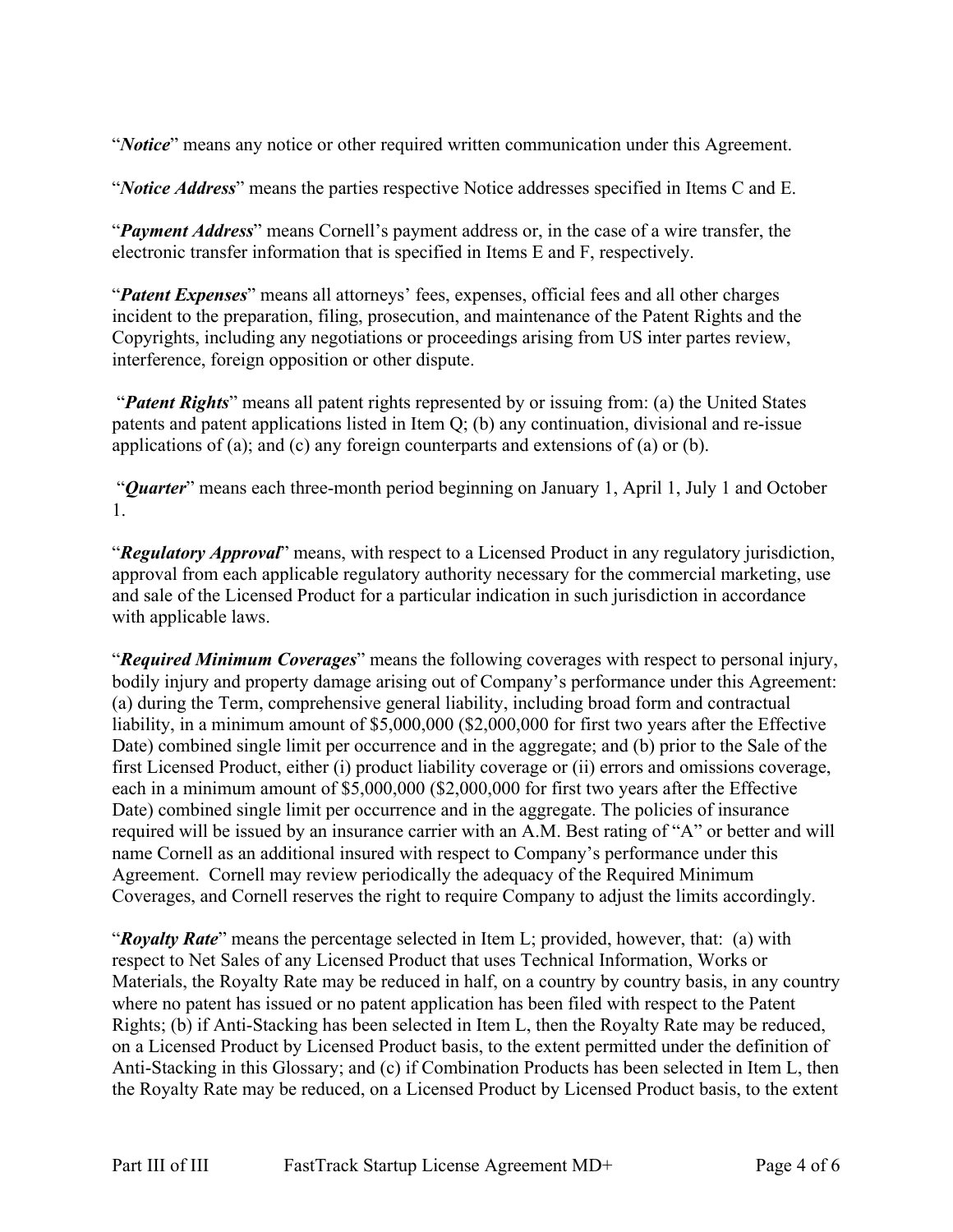"***Notice***" means any notice or other required written communication under this Agreement.

"***Notice Address***" means the parties respective Notice addresses specified in Items C and E.

"***Payment Address***" means Cornell's payment address or, in the case of a wire transfer, the electronic transfer information that is specified in Items E and F, respectively.

"***Patent Expenses***" means all attorneys' fees, expenses, official fees and all other charges incident to the preparation, filing, prosecution, and maintenance of the Patent Rights and the Copyrights, including any negotiations or proceedings arising from US inter partes review, interference, foreign opposition or other dispute.

"***Patent Rights***" means all patent rights represented by or issuing from: (a) the United States patents and patent applications listed in Item Q; (b) any continuation, divisional and re-issue applications of (a); and (c) any foreign counterparts and extensions of (a) or (b).

"***Quarter***" means each three-month period beginning on January 1, April 1, July 1 and October 1.

"***Regulatory Approval***" means, with respect to a Licensed Product in any regulatory jurisdiction, approval from each applicable regulatory authority necessary for the commercial marketing, use and sale of the Licensed Product for a particular indication in such jurisdiction in accordance with applicable laws.

"***Required Minimum Coverages***" means the following coverages with respect to personal injury, bodily injury and property damage arising out of Company's performance under this Agreement: (a) during the Term, comprehensive general liability, including broad form and contractual liability, in a minimum amount of $5,000,000 ($2,000,000 for first two years after the Effective Date) combined single limit per occurrence and in the aggregate; and (b) prior to the Sale of the first Licensed Product, either (i) product liability coverage or (ii) errors and omissions coverage, each in a minimum amount of $5,000,000 ($2,000,000 for first two years after the Effective Date) combined single limit per occurrence and in the aggregate. The policies of insurance required will be issued by an insurance carrier with an A.M. Best rating of "A" or better and will name Cornell as an additional insured with respect to Company's performance under this Agreement. Cornell may review periodically the adequacy of the Required Minimum Coverages, and Cornell reserves the right to require Company to adjust the limits accordingly.

"***Royalty Rate***" means the percentage selected in Item L; provided, however, that: (a) with respect to Net Sales of any Licensed Product that uses Technical Information, Works or Materials, the Royalty Rate may be reduced in half, on a country by country basis, in any country where no patent has issued or no patent application has been filed with respect to the Patent Rights; (b) if Anti-Stacking has been selected in Item L, then the Royalty Rate may be reduced, on a Licensed Product by Licensed Product basis, to the extent permitted under the definition of Anti-Stacking in this Glossary; and (c) if Combination Products has been selected in Item L, then the Royalty Rate may be reduced, on a Licensed Product by Licensed Product basis, to the extent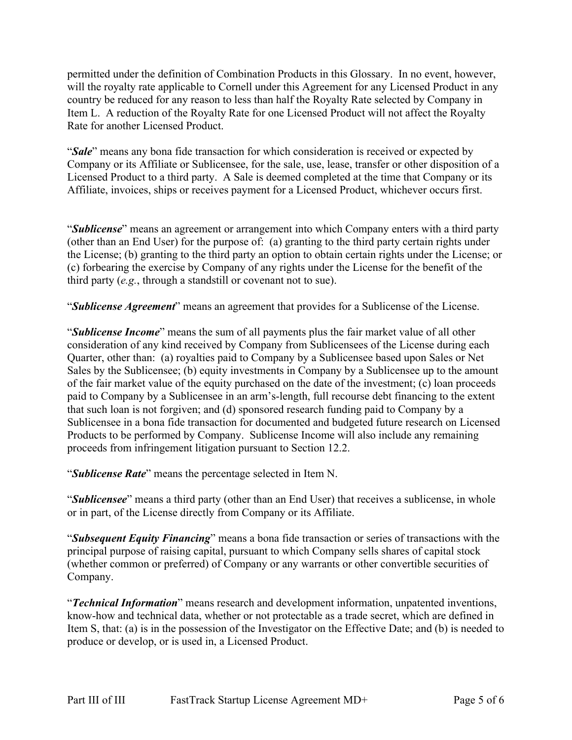permitted under the definition of Combination Products in this Glossary. In no event, however, will the royalty rate applicable to Cornell under this Agreement for any Licensed Product in any country be reduced for any reason to less than half the Royalty Rate selected by Company in Item L. A reduction of the Royalty Rate for one Licensed Product will not affect the Royalty Rate for another Licensed Product.

"***Sale***" means any bona fide transaction for which consideration is received or expected by Company or its Affiliate or Sublicensee, for the sale, use, lease, transfer or other disposition of a Licensed Product to a third party. A Sale is deemed completed at the time that Company or its Affiliate, invoices, ships or receives payment for a Licensed Product, whichever occurs first.

"***Sublicense***" means an agreement or arrangement into which Company enters with a third party (other than an End User) for the purpose of: (a) granting to the third party certain rights under the License; (b) granting to the third party an option to obtain certain rights under the License; or (c) forbearing the exercise by Company of any rights under the License for the benefit of the third party (*e.g.*, through a standstill or covenant not to sue).

"***Sublicense Agreement***" means an agreement that provides for a Sublicense of the License.

"***Sublicense Income***" means the sum of all payments plus the fair market value of all other consideration of any kind received by Company from Sublicensees of the License during each Quarter, other than: (a) royalties paid to Company by a Sublicensee based upon Sales or Net Sales by the Sublicensee; (b) equity investments in Company by a Sublicensee up to the amount of the fair market value of the equity purchased on the date of the investment; (c) loan proceeds paid to Company by a Sublicensee in an arm's-length, full recourse debt financing to the extent that such loan is not forgiven; and (d) sponsored research funding paid to Company by a Sublicensee in a bona fide transaction for documented and budgeted future research on Licensed Products to be performed by Company. Sublicense Income will also include any remaining proceeds from infringement litigation pursuant to Section 12.2.

"***Sublicense Rate***" means the percentage selected in Item N.

"***Sublicensee***" means a third party (other than an End User) that receives a sublicense, in whole or in part, of the License directly from Company or its Affiliate.

"***Subsequent Equity Financing***" means a bona fide transaction or series of transactions with the principal purpose of raising capital, pursuant to which Company sells shares of capital stock (whether common or preferred) of Company or any warrants or other convertible securities of Company.

"***Technical Information***" means research and development information, unpatented inventions, know-how and technical data, whether or not protectable as a trade secret, which are defined in Item S, that: (a) is in the possession of the Investigator on the Effective Date; and (b) is needed to produce or develop, or is used in, a Licensed Product.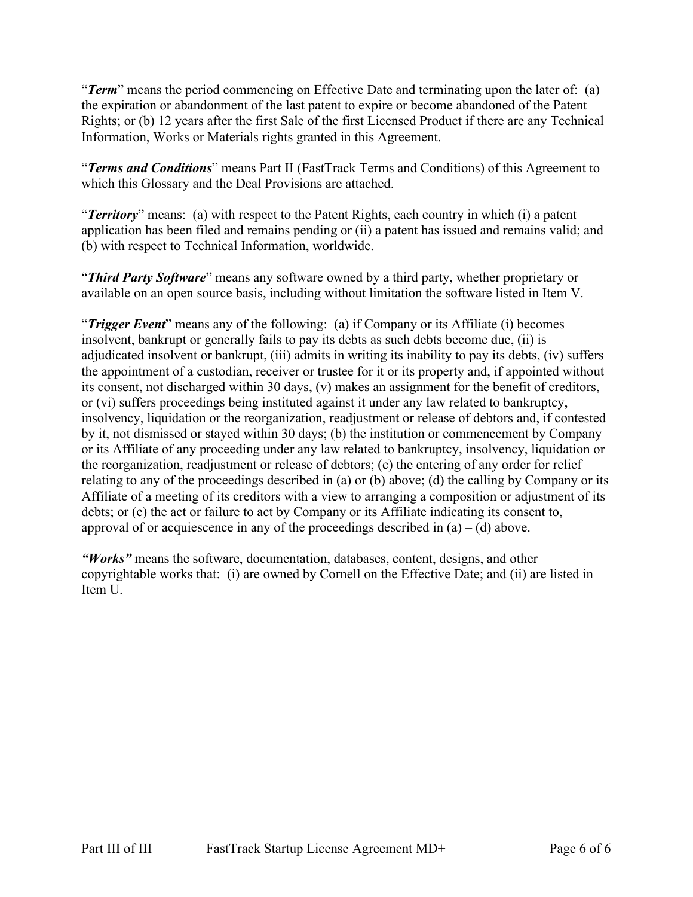"***Term***" means the period commencing on Effective Date and terminating upon the later of: (a) the expiration or abandonment of the last patent to expire or become abandoned of the Patent Rights; or (b) 12 years after the first Sale of the first Licensed Product if there are any Technical Information, Works or Materials rights granted in this Agreement.

"***Terms and Conditions***" means Part II (FastTrack Terms and Conditions) of this Agreement to which this Glossary and the Deal Provisions are attached.

"***Territory***" means: (a) with respect to the Patent Rights, each country in which (i) a patent application has been filed and remains pending or (ii) a patent has issued and remains valid; and (b) with respect to Technical Information, worldwide.

"***Third Party Software***" means any software owned by a third party, whether proprietary or available on an open source basis, including without limitation the software listed in Item V.

"***Trigger Event***" means any of the following: (a) if Company or its Affiliate (i) becomes insolvent, bankrupt or generally fails to pay its debts as such debts become due, (ii) is adjudicated insolvent or bankrupt, (iii) admits in writing its inability to pay its debts, (iv) suffers the appointment of a custodian, receiver or trustee for it or its property and, if appointed without its consent, not discharged within 30 days, (v) makes an assignment for the benefit of creditors, or (vi) suffers proceedings being instituted against it under any law related to bankruptcy, insolvency, liquidation or the reorganization, readjustment or release of debtors and, if contested by it, not dismissed or stayed within 30 days; (b) the institution or commencement by Company or its Affiliate of any proceeding under any law related to bankruptcy, insolvency, liquidation or the reorganization, readjustment or release of debtors; (c) the entering of any order for relief relating to any of the proceedings described in (a) or (b) above; (d) the calling by Company or its Affiliate of a meeting of its creditors with a view to arranging a composition or adjustment of its debts; or (e) the act or failure to act by Company or its Affiliate indicating its consent to, approval of or acquiescence in any of the proceedings described in (a) – (d) above.

***"Works"*** means the software, documentation, databases, content, designs, and other copyrightable works that: (i) are owned by Cornell on the Effective Date; and (ii) are listed in Item U.